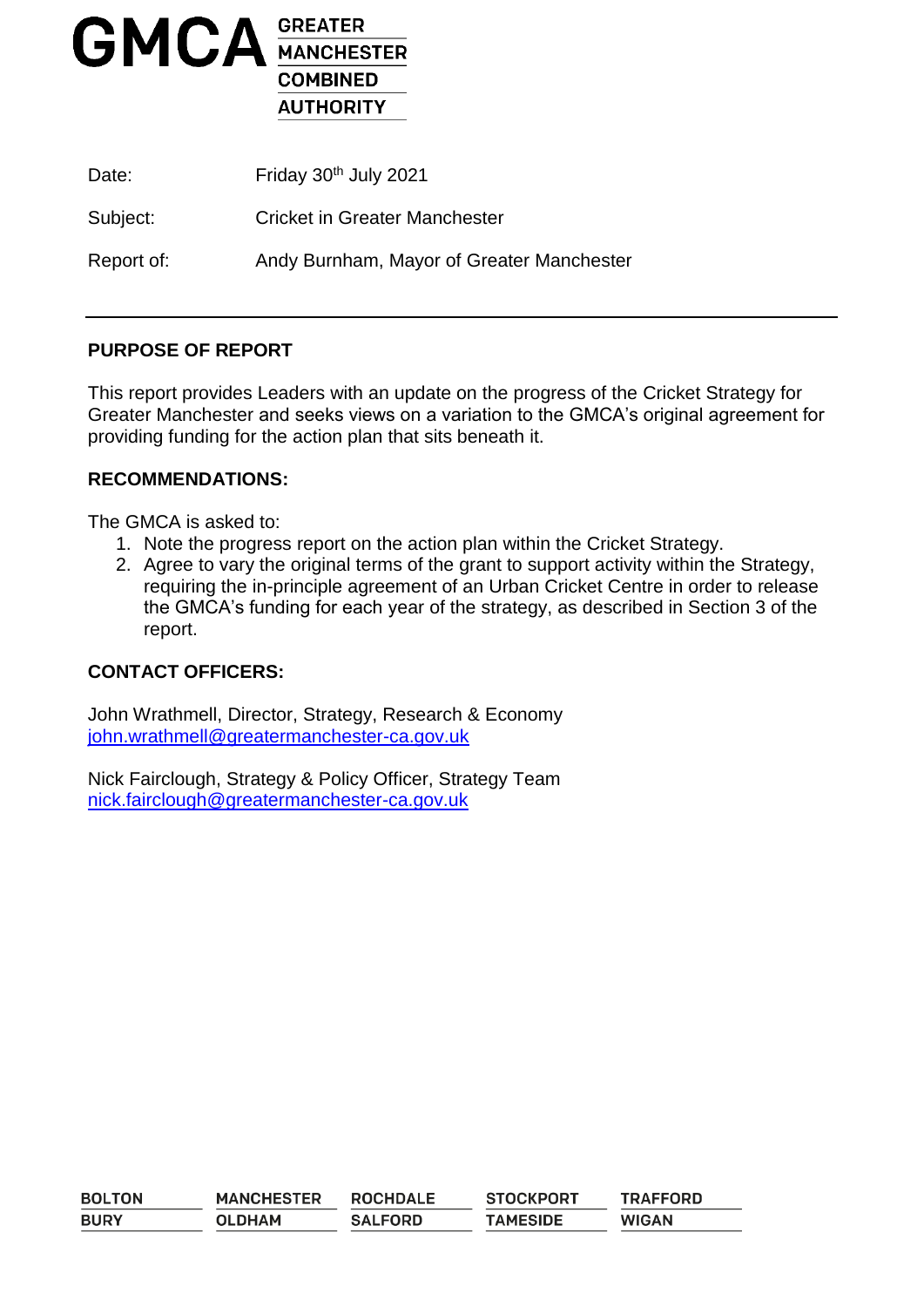# GMCA GREATER MANCHESTER COMBINED AUTHORITY

| | |
|---|---|
| Date: | Friday 30th July 2021 |
| Subject: | Cricket in Greater Manchester |
| Report of: | Andy Burnham, Mayor of Greater Manchester |

---

## PURPOSE OF REPORT

This report provides Leaders with an update on the progress of the Cricket Strategy for Greater Manchester and seeks views on a variation to the GMCA's original agreement for providing funding for the action plan that sits beneath it.

## RECOMMENDATIONS:

The GMCA is asked to:

1. Note the progress report on the action plan within the Cricket Strategy.
2. Agree to vary the original terms of the grant to support activity within the Strategy, requiring the in-principle agreement of an Urban Cricket Centre in order to release the GMCA's funding for each year of the strategy, as described in Section 3 of the report.

## CONTACT OFFICERS:

John Wrathmell, Director, Strategy, Research & Economy
john.wrathmell@greatermanchester-ca.gov.uk

Nick Fairclough, Strategy & Policy Officer, Strategy Team
nick.fairclough@greatermanchester-ca.gov.uk

| | | | | |
|---|---|---|---|---|
| BOLTON | MANCHESTER | ROCHDALE | STOCKPORT | TRAFFORD |
| BURY | OLDHAM | SALFORD | TAMESIDE | WIGAN |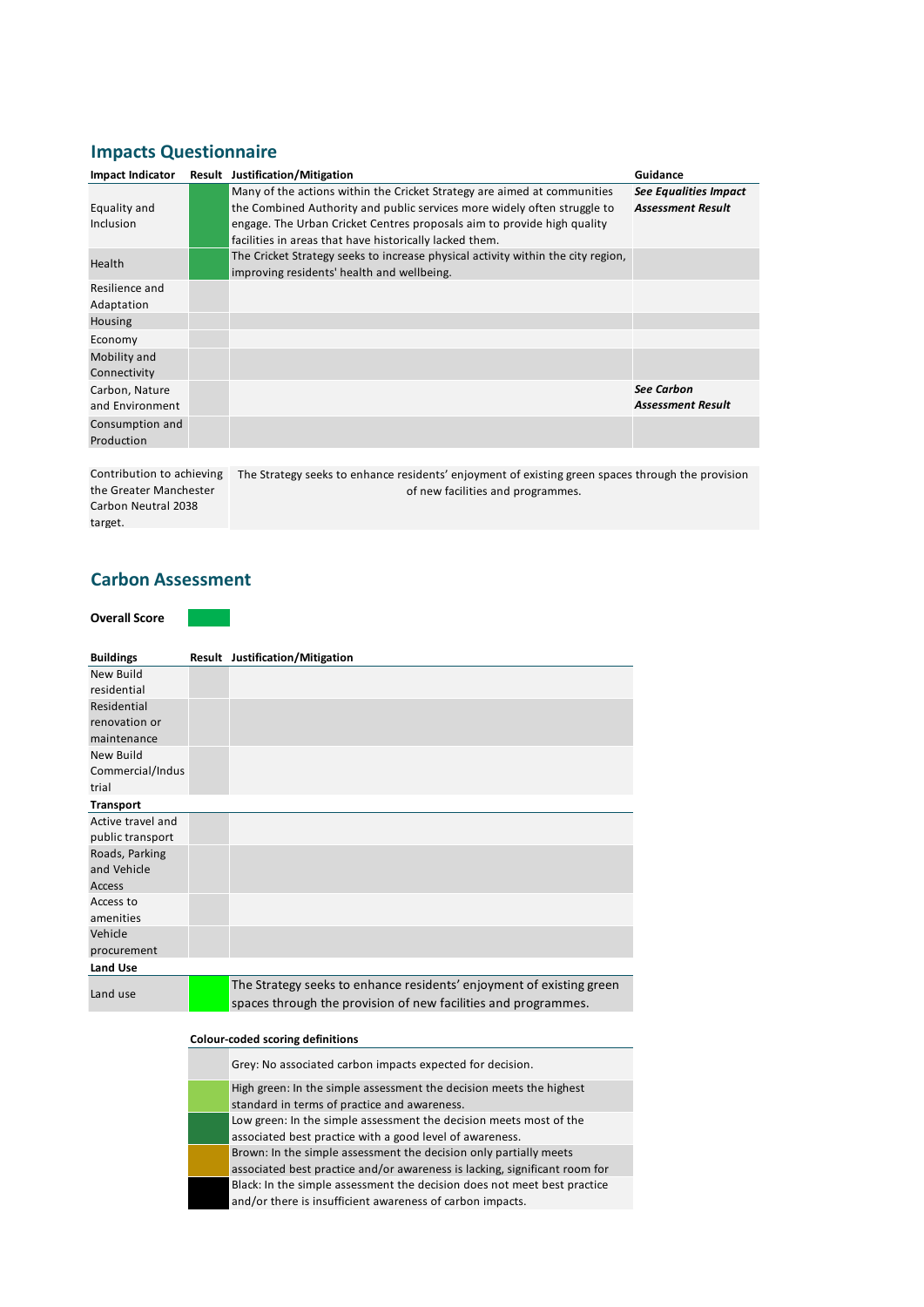## Impacts Questionnaire

| Impact Indicator | Result | Justification/Mitigation | Guidance |
|---|---|---|---|
| Equality and Inclusion | | Many of the actions within the Cricket Strategy are aimed at communities the Combined Authority and public services more widely often struggle to engage. The Urban Cricket Centres proposals aim to provide high quality facilities in areas that have historically lacked them. | ***See Equalities Impact Assessment Result*** |
| Health | | The Cricket Strategy seeks to increase physical activity within the city region, improving residents' health and wellbeing. | |
| Resilience and Adaptation | | | |
| Housing | | | |
| Economy | | | |
| Mobility and Connectivity | | | |
| Carbon, Nature and Environment | | | ***See Carbon Assessment Result*** |
| Consumption and Production | | | |

| | |
|---|---|
| Contribution to achieving the Greater Manchester Carbon Neutral 2038 target. | The Strategy seeks to enhance residents' enjoyment of existing green spaces through the provision of new facilities and programmes. |

## Carbon Assessment

**Overall Score**

| Buildings | Result | Justification/Mitigation |
|---|---|---|
| New Build residential | | |
| Residential renovation or maintenance | | |
| New Build Commercial/Industrial | | |
| **Transport** | | |
| Active travel and public transport | | |
| Roads, Parking and Vehicle Access | | |
| Access to amenities | | |
| Vehicle procurement | | |
| **Land Use** | | |
| Land use | | The Strategy seeks to enhance residents' enjoyment of existing green spaces through the provision of new facilities and programmes. |

**Colour-coded scoring definitions**

| | |
|---|---|
| | Grey: No associated carbon impacts expected for decision. |
| | High green: In the simple assessment the decision meets the highest standard in terms of practice and awareness. |
| | Low green: In the simple assessment the decision meets most of the associated best practice with a good level of awareness. |
| | Brown: In the simple assessment the decision only partially meets associated best practice and/or awareness is lacking, significant room for |
| | Black: In the simple assessment the decision does not meet best practice and/or there is insufficient awareness of carbon impacts. |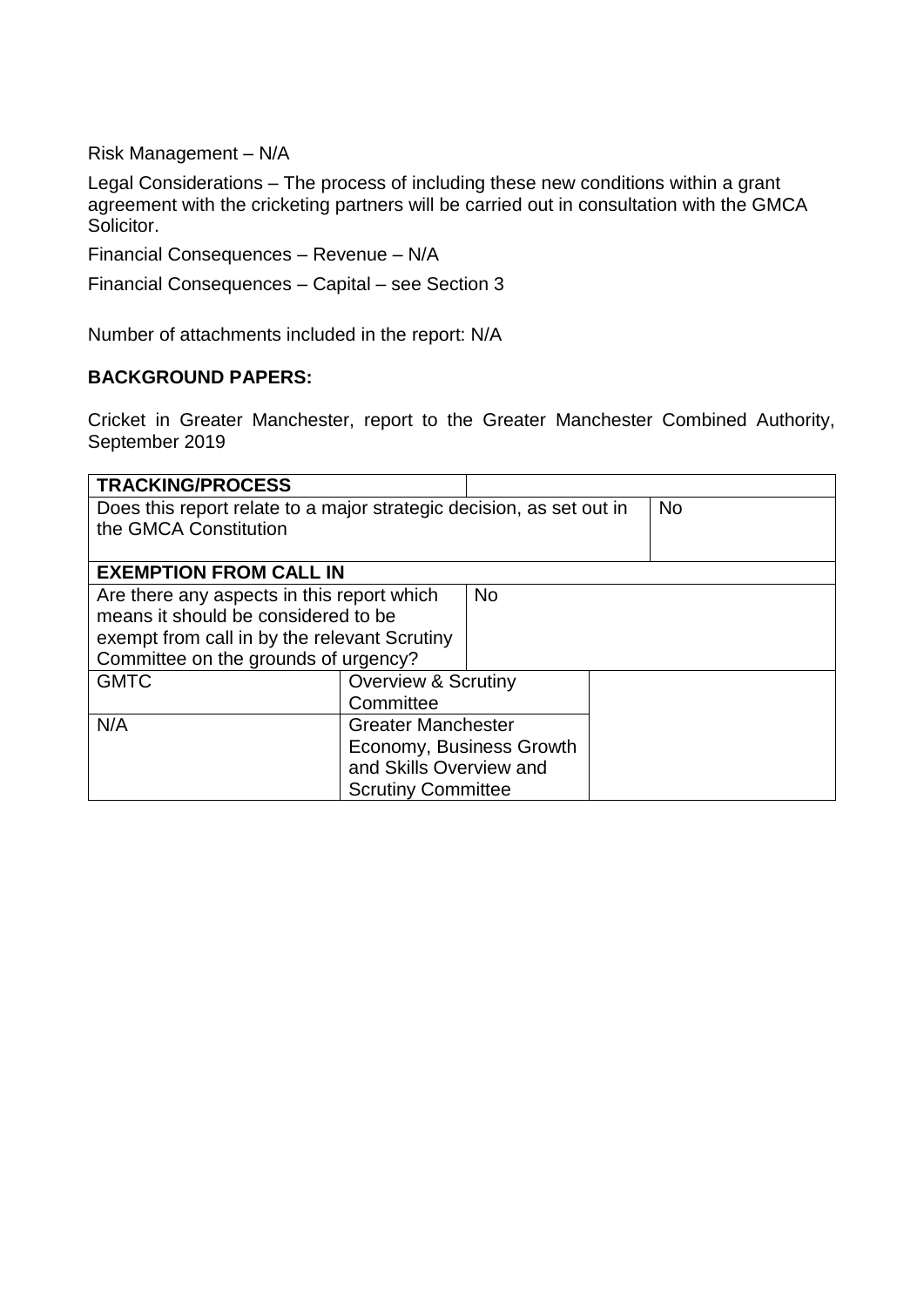Risk Management – N/A

Legal Considerations – The process of including these new conditions within a grant agreement with the cricketing partners will be carried out in consultation with the GMCA Solicitor.

Financial Consequences – Revenue – N/A

Financial Consequences – Capital – see Section 3

Number of attachments included in the report: N/A

**BACKGROUND PAPERS:**

Cricket in Greater Manchester, report to the Greater Manchester Combined Authority, September 2019

| **TRACKING/PROCESS** | | |
|---|---|---|
| Does this report relate to a major strategic decision, as set out in the GMCA Constitution | | No |
| **EXEMPTION FROM CALL IN** | | |
| Are there any aspects in this report which means it should be considered to be exempt from call in by the relevant Scrutiny Committee on the grounds of urgency? | No | |
| GMTC | Overview & Scrutiny Committee | |
| N/A | Greater Manchester Economy, Business Growth and Skills Overview and Scrutiny Committee | |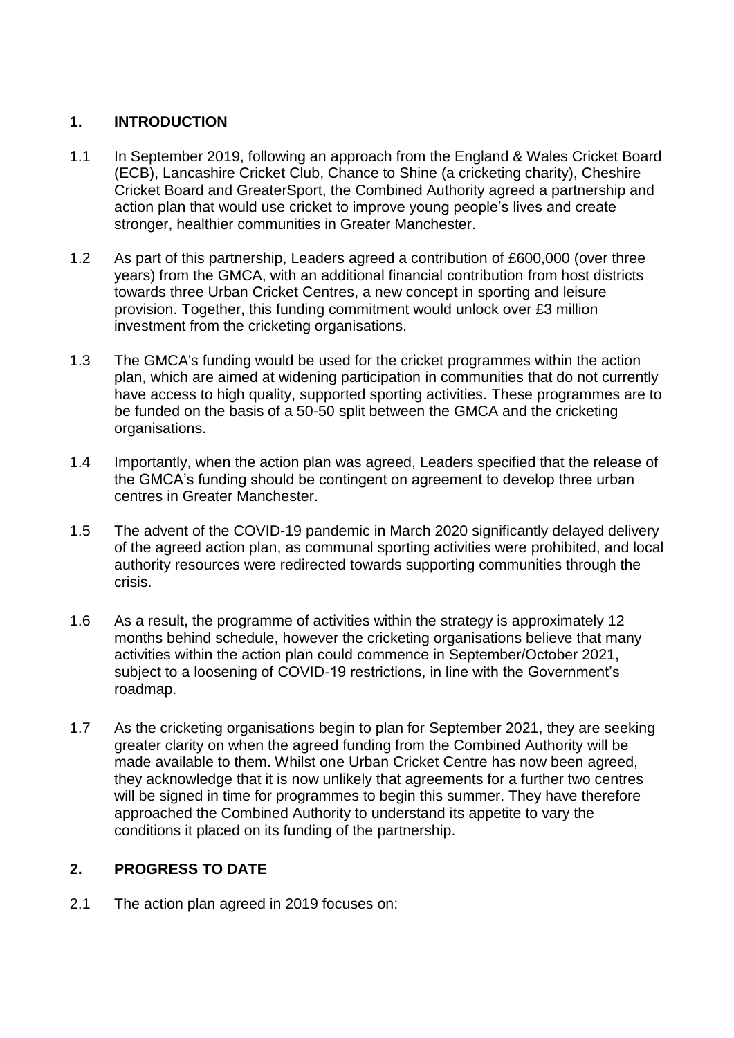## 1. INTRODUCTION

1.1 In September 2019, following an approach from the England & Wales Cricket Board (ECB), Lancashire Cricket Club, Chance to Shine (a cricketing charity), Cheshire Cricket Board and GreaterSport, the Combined Authority agreed a partnership and action plan that would use cricket to improve young people's lives and create stronger, healthier communities in Greater Manchester.

1.2 As part of this partnership, Leaders agreed a contribution of £600,000 (over three years) from the GMCA, with an additional financial contribution from host districts towards three Urban Cricket Centres, a new concept in sporting and leisure provision. Together, this funding commitment would unlock over £3 million investment from the cricketing organisations.

1.3 The GMCA's funding would be used for the cricket programmes within the action plan, which are aimed at widening participation in communities that do not currently have access to high quality, supported sporting activities. These programmes are to be funded on the basis of a 50-50 split between the GMCA and the cricketing organisations.

1.4 Importantly, when the action plan was agreed, Leaders specified that the release of the GMCA's funding should be contingent on agreement to develop three urban centres in Greater Manchester.

1.5 The advent of the COVID-19 pandemic in March 2020 significantly delayed delivery of the agreed action plan, as communal sporting activities were prohibited, and local authority resources were redirected towards supporting communities through the crisis.

1.6 As a result, the programme of activities within the strategy is approximately 12 months behind schedule, however the cricketing organisations believe that many activities within the action plan could commence in September/October 2021, subject to a loosening of COVID-19 restrictions, in line with the Government's roadmap.

1.7 As the cricketing organisations begin to plan for September 2021, they are seeking greater clarity on when the agreed funding from the Combined Authority will be made available to them. Whilst one Urban Cricket Centre has now been agreed, they acknowledge that it is now unlikely that agreements for a further two centres will be signed in time for programmes to begin this summer. They have therefore approached the Combined Authority to understand its appetite to vary the conditions it placed on its funding of the partnership.

## 2. PROGRESS TO DATE

2.1 The action plan agreed in 2019 focuses on: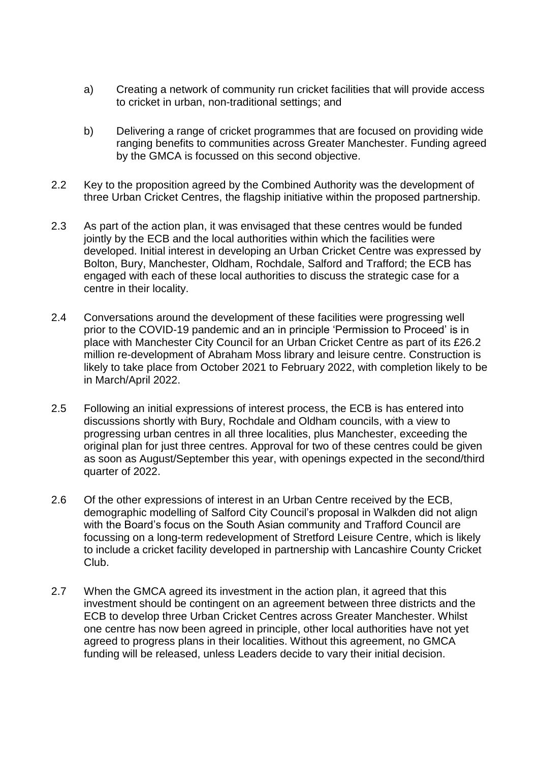a) Creating a network of community run cricket facilities that will provide access to cricket in urban, non-traditional settings; and

b) Delivering a range of cricket programmes that are focused on providing wide ranging benefits to communities across Greater Manchester. Funding agreed by the GMCA is focussed on this second objective.

2.2 Key to the proposition agreed by the Combined Authority was the development of three Urban Cricket Centres, the flagship initiative within the proposed partnership.

2.3 As part of the action plan, it was envisaged that these centres would be funded jointly by the ECB and the local authorities within which the facilities were developed. Initial interest in developing an Urban Cricket Centre was expressed by Bolton, Bury, Manchester, Oldham, Rochdale, Salford and Trafford; the ECB has engaged with each of these local authorities to discuss the strategic case for a centre in their locality.

2.4 Conversations around the development of these facilities were progressing well prior to the COVID-19 pandemic and an in principle 'Permission to Proceed' is in place with Manchester City Council for an Urban Cricket Centre as part of its £26.2 million re-development of Abraham Moss library and leisure centre. Construction is likely to take place from October 2021 to February 2022, with completion likely to be in March/April 2022.

2.5 Following an initial expressions of interest process, the ECB is has entered into discussions shortly with Bury, Rochdale and Oldham councils, with a view to progressing urban centres in all three localities, plus Manchester, exceeding the original plan for just three centres. Approval for two of these centres could be given as soon as August/September this year, with openings expected in the second/third quarter of 2022.

2.6 Of the other expressions of interest in an Urban Centre received by the ECB, demographic modelling of Salford City Council's proposal in Walkden did not align with the Board's focus on the South Asian community and Trafford Council are focussing on a long-term redevelopment of Stretford Leisure Centre, which is likely to include a cricket facility developed in partnership with Lancashire County Cricket Club.

2.7 When the GMCA agreed its investment in the action plan, it agreed that this investment should be contingent on an agreement between three districts and the ECB to develop three Urban Cricket Centres across Greater Manchester. Whilst one centre has now been agreed in principle, other local authorities have not yet agreed to progress plans in their localities. Without this agreement, no GMCA funding will be released, unless Leaders decide to vary their initial decision.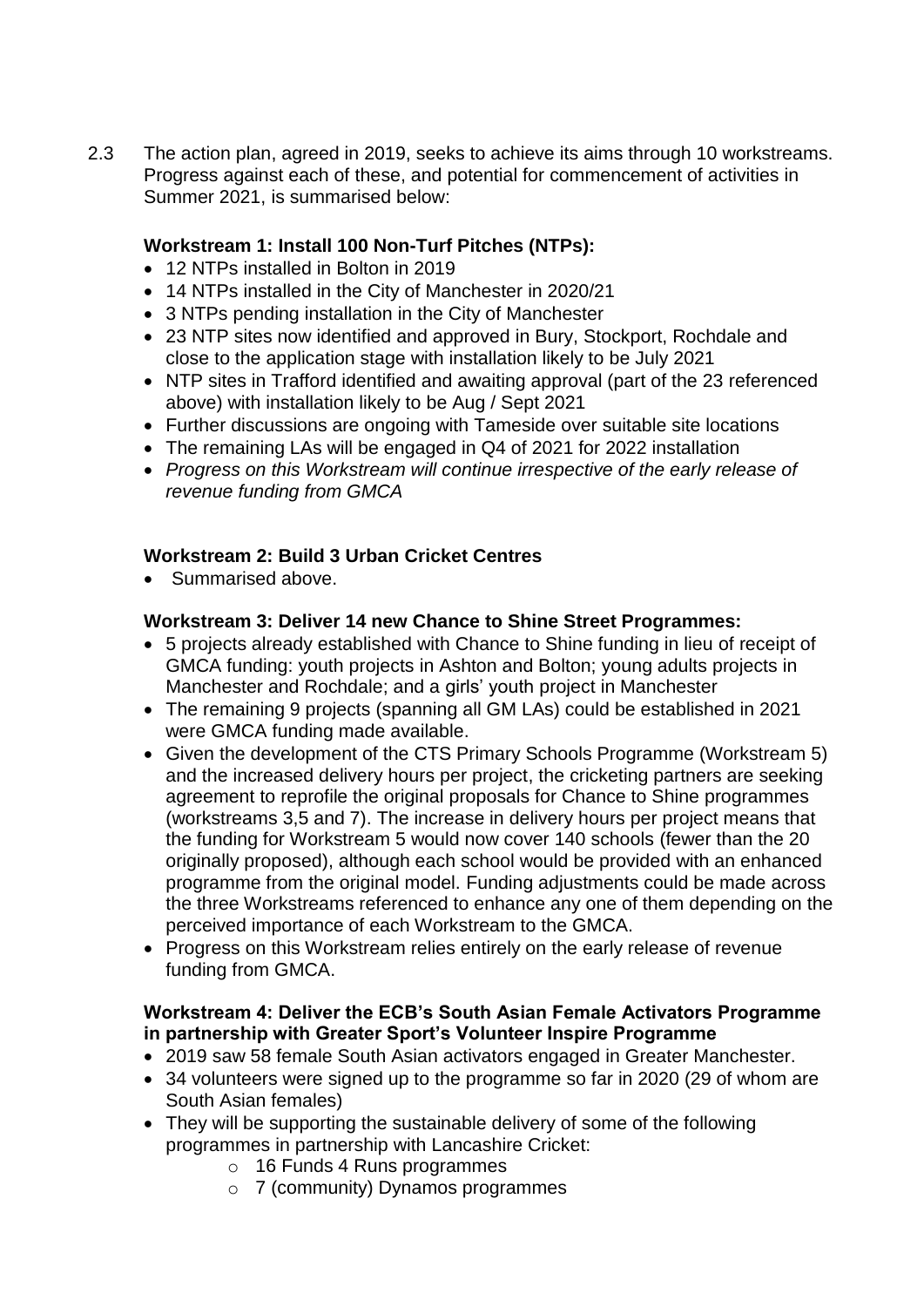2.3 The action plan, agreed in 2019, seeks to achieve its aims through 10 workstreams. Progress against each of these, and potential for commencement of activities in Summer 2021, is summarised below:

**Workstream 1: Install 100 Non-Turf Pitches (NTPs):**

- 12 NTPs installed in Bolton in 2019
- 14 NTPs installed in the City of Manchester in 2020/21
- 3 NTPs pending installation in the City of Manchester
- 23 NTP sites now identified and approved in Bury, Stockport, Rochdale and close to the application stage with installation likely to be July 2021
- NTP sites in Trafford identified and awaiting approval (part of the 23 referenced above) with installation likely to be Aug / Sept 2021
- Further discussions are ongoing with Tameside over suitable site locations
- The remaining LAs will be engaged in Q4 of 2021 for 2022 installation
- *Progress on this Workstream will continue irrespective of the early release of revenue funding from GMCA*

**Workstream 2: Build 3 Urban Cricket Centres**

- Summarised above.

**Workstream 3: Deliver 14 new Chance to Shine Street Programmes:**

- 5 projects already established with Chance to Shine funding in lieu of receipt of GMCA funding: youth projects in Ashton and Bolton; young adults projects in Manchester and Rochdale; and a girls' youth project in Manchester
- The remaining 9 projects (spanning all GM LAs) could be established in 2021 were GMCA funding made available.
- Given the development of the CTS Primary Schools Programme (Workstream 5) and the increased delivery hours per project, the cricketing partners are seeking agreement to reprofile the original proposals for Chance to Shine programmes (workstreams 3,5 and 7). The increase in delivery hours per project means that the funding for Workstream 5 would now cover 140 schools (fewer than the 20 originally proposed), although each school would be provided with an enhanced programme from the original model. Funding adjustments could be made across the three Workstreams referenced to enhance any one of them depending on the perceived importance of each Workstream to the GMCA.
- Progress on this Workstream relies entirely on the early release of revenue funding from GMCA.

**Workstream 4: Deliver the ECB's South Asian Female Activators Programme in partnership with Greater Sport's Volunteer Inspire Programme**

- 2019 saw 58 female South Asian activators engaged in Greater Manchester.
- 34 volunteers were signed up to the programme so far in 2020 (29 of whom are South Asian females)
- They will be supporting the sustainable delivery of some of the following programmes in partnership with Lancashire Cricket:
  - 16 Funds 4 Runs programmes
  - 7 (community) Dynamos programmes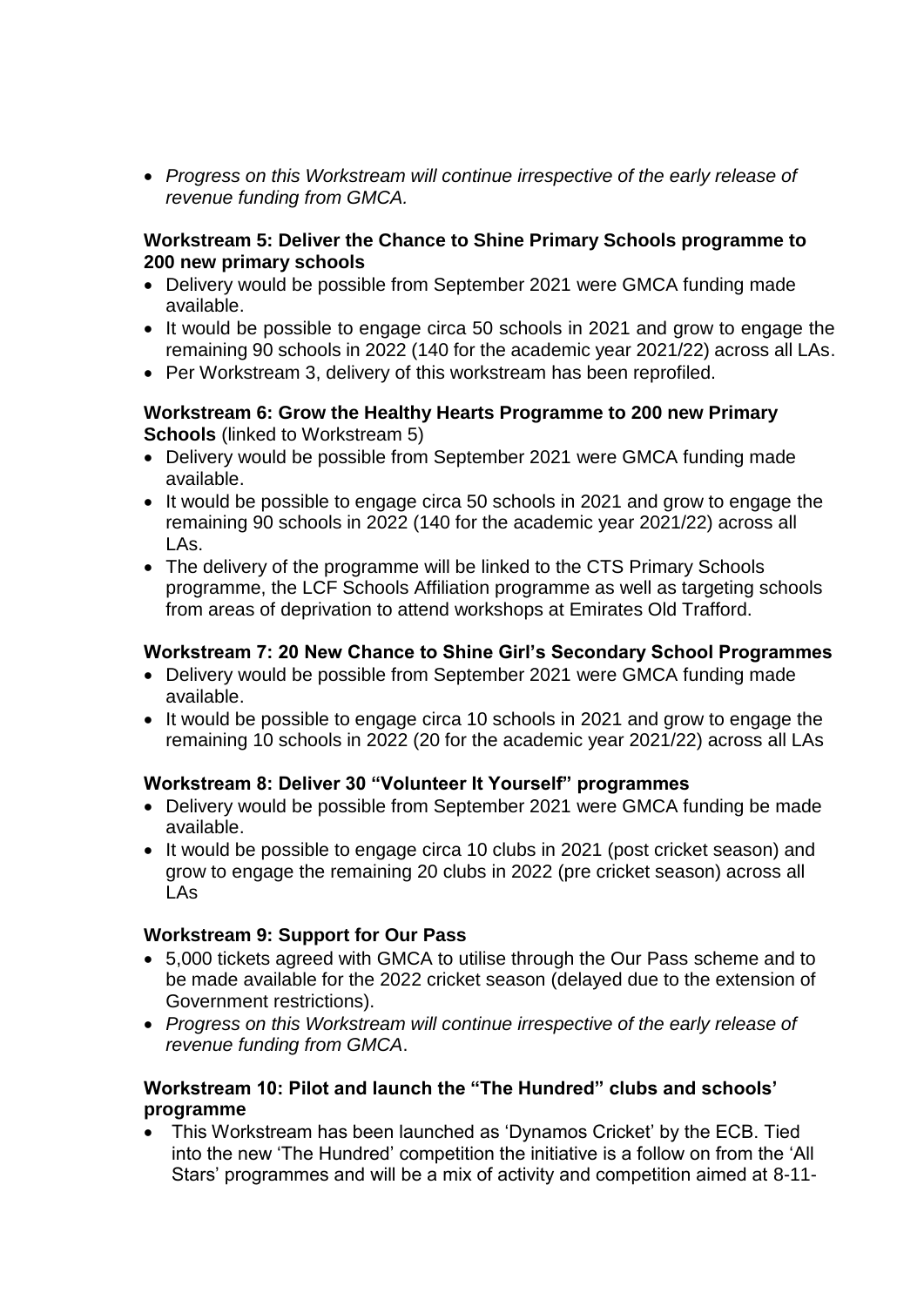- *Progress on this Workstream will continue irrespective of the early release of revenue funding from GMCA.*

**Workstream 5: Deliver the Chance to Shine Primary Schools programme to 200 new primary schools**

- Delivery would be possible from September 2021 were GMCA funding made available.
- It would be possible to engage circa 50 schools in 2021 and grow to engage the remaining 90 schools in 2022 (140 for the academic year 2021/22) across all LAs.
- Per Workstream 3, delivery of this workstream has been reprofiled.

**Workstream 6: Grow the Healthy Hearts Programme to 200 new Primary Schools** (linked to Workstream 5)

- Delivery would be possible from September 2021 were GMCA funding made available.
- It would be possible to engage circa 50 schools in 2021 and grow to engage the remaining 90 schools in 2022 (140 for the academic year 2021/22) across all LAs.
- The delivery of the programme will be linked to the CTS Primary Schools programme, the LCF Schools Affiliation programme as well as targeting schools from areas of deprivation to attend workshops at Emirates Old Trafford.

**Workstream 7: 20 New Chance to Shine Girl's Secondary School Programmes**

- Delivery would be possible from September 2021 were GMCA funding made available.
- It would be possible to engage circa 10 schools in 2021 and grow to engage the remaining 10 schools in 2022 (20 for the academic year 2021/22) across all LAs

**Workstream 8: Deliver 30 "Volunteer It Yourself" programmes**

- Delivery would be possible from September 2021 were GMCA funding be made available.
- It would be possible to engage circa 10 clubs in 2021 (post cricket season) and grow to engage the remaining 20 clubs in 2022 (pre cricket season) across all LAs

**Workstream 9: Support for Our Pass**

- 5,000 tickets agreed with GMCA to utilise through the Our Pass scheme and to be made available for the 2022 cricket season (delayed due to the extension of Government restrictions).
- *Progress on this Workstream will continue irrespective of the early release of revenue funding from GMCA*.

**Workstream 10: Pilot and launch the "The Hundred" clubs and schools' programme**

- This Workstream has been launched as 'Dynamos Cricket' by the ECB. Tied into the new 'The Hundred' competition the initiative is a follow on from the 'All Stars' programmes and will be a mix of activity and competition aimed at 8-11-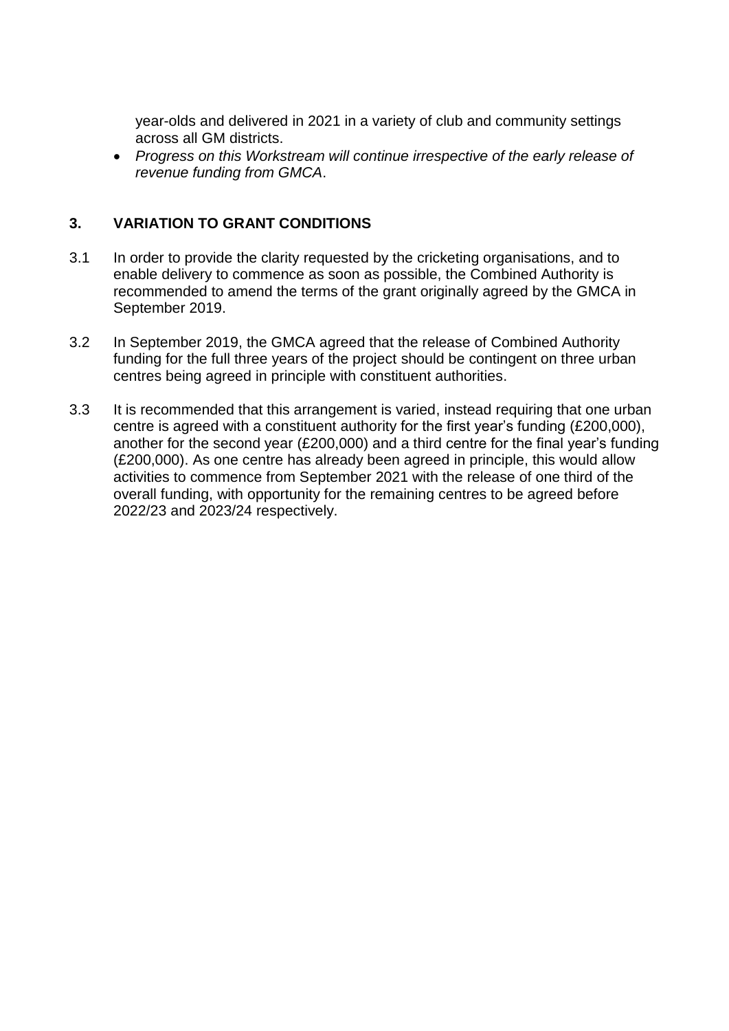year-olds and delivered in 2021 in a variety of club and community settings across all GM districts.

- *Progress on this Workstream will continue irrespective of the early release of revenue funding from GMCA*.

## 3. VARIATION TO GRANT CONDITIONS

3.1 In order to provide the clarity requested by the cricketing organisations, and to enable delivery to commence as soon as possible, the Combined Authority is recommended to amend the terms of the grant originally agreed by the GMCA in September 2019.

3.2 In September 2019, the GMCA agreed that the release of Combined Authority funding for the full three years of the project should be contingent on three urban centres being agreed in principle with constituent authorities.

3.3 It is recommended that this arrangement is varied, instead requiring that one urban centre is agreed with a constituent authority for the first year's funding (£200,000), another for the second year (£200,000) and a third centre for the final year's funding (£200,000). As one centre has already been agreed in principle, this would allow activities to commence from September 2021 with the release of one third of the overall funding, with opportunity for the remaining centres to be agreed before 2022/23 and 2023/24 respectively.